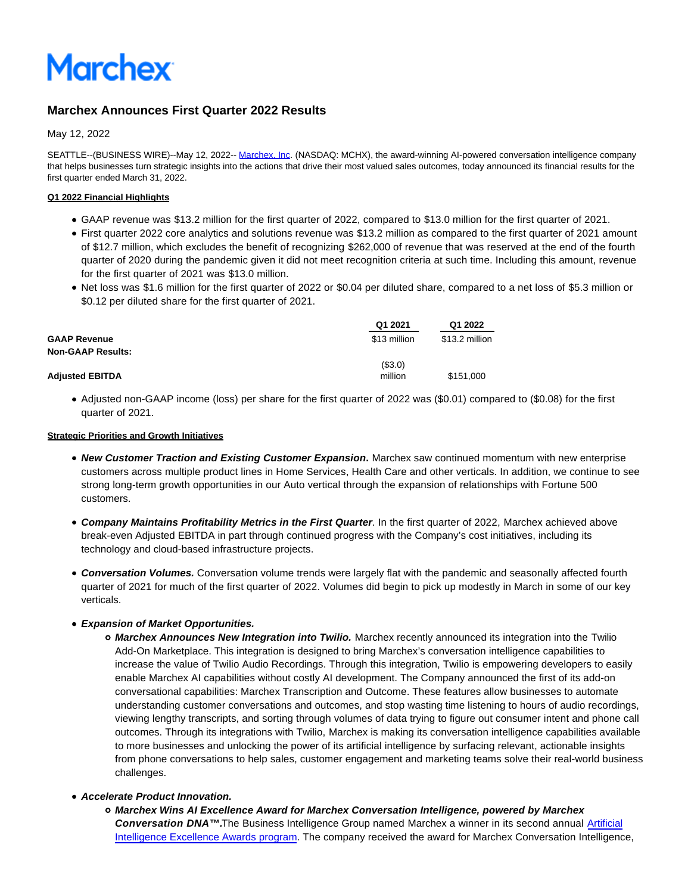# Marchex

## Marchex Announces First Quarter 2022 Results

May 12, 2022

SEATTLE--(BUSINESS WIRE)--May 12, 2022-- Marchex, Inc. (NASDAQ: MCHX), the award-winning AI-powered conversation intelligence company that helps businesses turn strategic insights into the actions that drive their most valued sales outcomes, today announced its financial results for the first quarter ended March 31, 2022.

**Q1 2022 Financial Highlights**

- GAAP revenue was $13.2 million for the first quarter of 2022, compared to $13.0 million for the first quarter of 2021.
- First quarter 2022 core analytics and solutions revenue was $13.2 million as compared to the first quarter of 2021 amount of $12.7 million, which excludes the benefit of recognizing $262,000 of revenue that was reserved at the end of the fourth quarter of 2020 during the pandemic given it did not meet recognition criteria at such time. Including this amount, revenue for the first quarter of 2021 was $13.0 million.
- Net loss was $1.6 million for the first quarter of 2022 or $0.04 per diluted share, compared to a net loss of $5.3 million or $0.12 per diluted share for the first quarter of 2021.

| | Q1 2021 | Q1 2022 |
|---|---|---|
| **GAAP Revenue** | $13 million | $13.2 million |
| **Non-GAAP Results:** | | |
| **Adjusted EBITDA** | ($3.0) million | $151,000 |

- Adjusted non-GAAP income (loss) per share for the first quarter of 2022 was ($0.01) compared to ($0.08) for the first quarter of 2021.

**Strategic Priorities and Growth Initiatives**

- ***New Customer Traction and Existing Customer Expansion*.** Marchex saw continued momentum with new enterprise customers across multiple product lines in Home Services, Health Care and other verticals. In addition, we continue to see strong long-term growth opportunities in our Auto vertical through the expansion of relationships with Fortune 500 customers.

- ***Company Maintains Profitability Metrics in the First Quarter***. In the first quarter of 2022, Marchex achieved above break-even Adjusted EBITDA in part through continued progress with the Company's cost initiatives, including its technology and cloud-based infrastructure projects.

- ***Conversation Volumes.*** Conversation volume trends were largely flat with the pandemic and seasonally affected fourth quarter of 2021 for much of the first quarter of 2022. Volumes did begin to pick up modestly in March in some of our key verticals.

- ***Expansion of Market Opportunities.***
  - ***Marchex Announces New Integration into Twilio.*** Marchex recently announced its integration into the Twilio Add-On Marketplace. This integration is designed to bring Marchex's conversation intelligence capabilities to increase the value of Twilio Audio Recordings. Through this integration, Twilio is empowering developers to easily enable Marchex AI capabilities without costly AI development. The Company announced the first of its add-on conversational capabilities: Marchex Transcription and Outcome. These features allow businesses to automate understanding customer conversations and outcomes, and stop wasting time listening to hours of audio recordings, viewing lengthy transcripts, and sorting through volumes of data trying to figure out consumer intent and phone call outcomes. Through its integrations with Twilio, Marchex is making its conversation intelligence capabilities available to more businesses and unlocking the power of its artificial intelligence by surfacing relevant, actionable insights from phone conversations to help sales, customer engagement and marketing teams solve their real-world business challenges.

- ***Accelerate Product Innovation.***
  - ***Marchex Wins AI Excellence Award for Marchex Conversation Intelligence, powered by Marchex Conversation DNA™.***The Business Intelligence Group named Marchex a winner in its second annual Artificial Intelligence Excellence Awards program. The company received the award for Marchex Conversation Intelligence,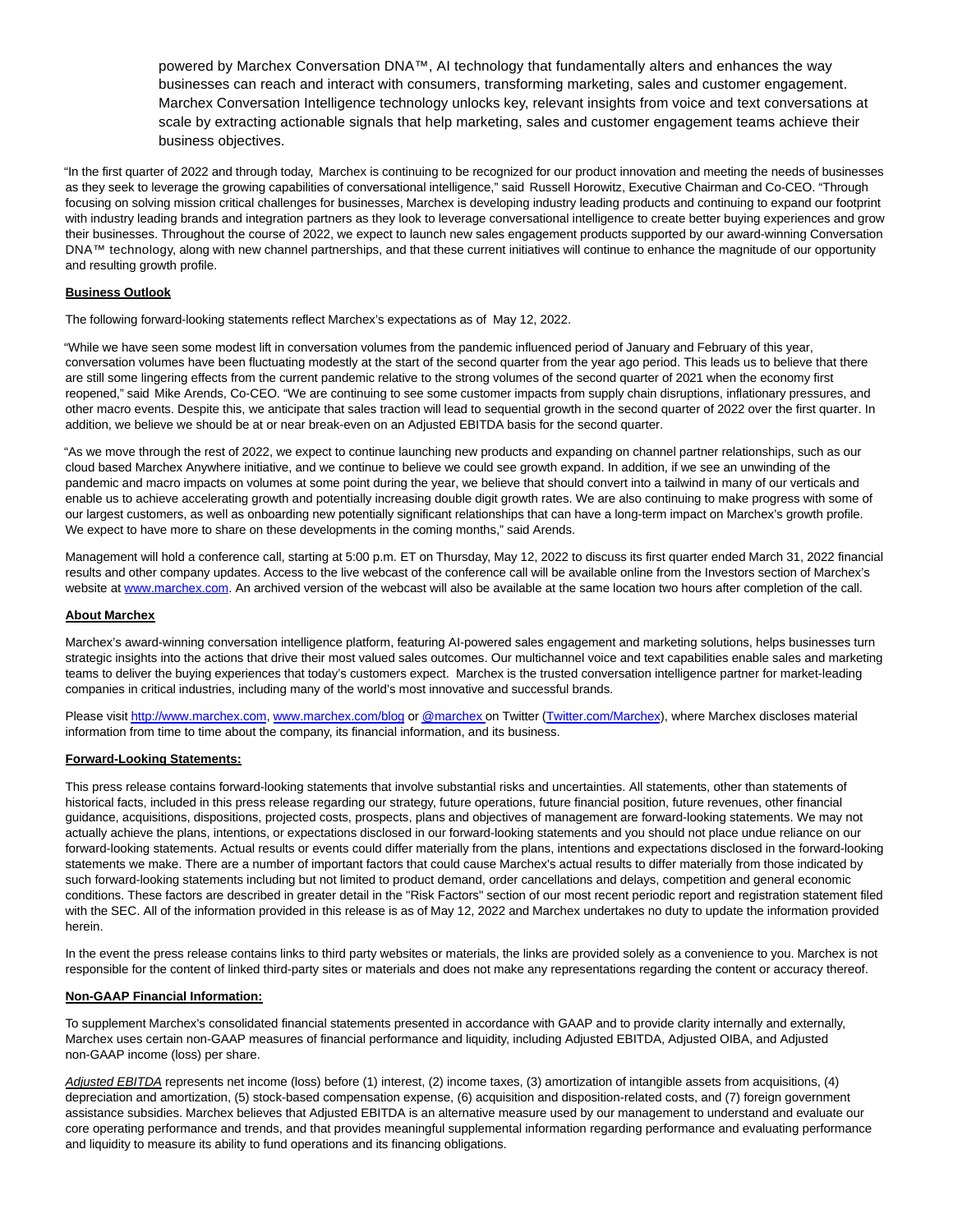powered by Marchex Conversation DNA™, AI technology that fundamentally alters and enhances the way businesses can reach and interact with consumers, transforming marketing, sales and customer engagement. Marchex Conversation Intelligence technology unlocks key, relevant insights from voice and text conversations at scale by extracting actionable signals that help marketing, sales and customer engagement teams achieve their business objectives.

"In the first quarter of 2022 and through today, Marchex is continuing to be recognized for our product innovation and meeting the needs of businesses as they seek to leverage the growing capabilities of conversational intelligence," said Russell Horowitz, Executive Chairman and Co-CEO. "Through focusing on solving mission critical challenges for businesses, Marchex is developing industry leading products and continuing to expand our footprint with industry leading brands and integration partners as they look to leverage conversational intelligence to create better buying experiences and grow their businesses. Throughout the course of 2022, we expect to launch new sales engagement products supported by our award-winning Conversation DNA™ technology, along with new channel partnerships, and that these current initiatives will continue to enhance the magnitude of our opportunity and resulting growth profile.

**Business Outlook**

The following forward-looking statements reflect Marchex's expectations as of May 12, 2022.

"While we have seen some modest lift in conversation volumes from the pandemic influenced period of January and February of this year, conversation volumes have been fluctuating modestly at the start of the second quarter from the year ago period. This leads us to believe that there are still some lingering effects from the current pandemic relative to the strong volumes of the second quarter of 2021 when the economy first reopened," said Mike Arends, Co-CEO. "We are continuing to see some customer impacts from supply chain disruptions, inflationary pressures, and other macro events. Despite this, we anticipate that sales traction will lead to sequential growth in the second quarter of 2022 over the first quarter. In addition, we believe we should be at or near break-even on an Adjusted EBITDA basis for the second quarter.

"As we move through the rest of 2022, we expect to continue launching new products and expanding on channel partner relationships, such as our cloud based Marchex Anywhere initiative, and we continue to believe we could see growth expand. In addition, if we see an unwinding of the pandemic and macro impacts on volumes at some point during the year, we believe that should convert into a tailwind in many of our verticals and enable us to achieve accelerating growth and potentially increasing double digit growth rates. We are also continuing to make progress with some of our largest customers, as well as onboarding new potentially significant relationships that can have a long-term impact on Marchex's growth profile. We expect to have more to share on these developments in the coming months," said Arends.

Management will hold a conference call, starting at 5:00 p.m. ET on Thursday, May 12, 2022 to discuss its first quarter ended March 31, 2022 financial results and other company updates. Access to the live webcast of the conference call will be available online from the Investors section of Marchex's website at www.marchex.com. An archived version of the webcast will also be available at the same location two hours after completion of the call.

**About Marchex**

Marchex's award-winning conversation intelligence platform, featuring AI-powered sales engagement and marketing solutions, helps businesses turn strategic insights into the actions that drive their most valued sales outcomes. Our multichannel voice and text capabilities enable sales and marketing teams to deliver the buying experiences that today's customers expect. Marchex is the trusted conversation intelligence partner for market-leading companies in critical industries, including many of the world's most innovative and successful brands.

Please visit http://www.marchex.com, www.marchex.com/blog or @marchex on Twitter (Twitter.com/Marchex), where Marchex discloses material information from time to time about the company, its financial information, and its business.

**Forward-Looking Statements:**

This press release contains forward-looking statements that involve substantial risks and uncertainties. All statements, other than statements of historical facts, included in this press release regarding our strategy, future operations, future financial position, future revenues, other financial guidance, acquisitions, dispositions, projected costs, prospects, plans and objectives of management are forward-looking statements. We may not actually achieve the plans, intentions, or expectations disclosed in our forward-looking statements and you should not place undue reliance on our forward-looking statements. Actual results or events could differ materially from the plans, intentions and expectations disclosed in the forward-looking statements we make. There are a number of important factors that could cause Marchex's actual results to differ materially from those indicated by such forward-looking statements including but not limited to product demand, order cancellations and delays, competition and general economic conditions. These factors are described in greater detail in the "Risk Factors" section of our most recent periodic report and registration statement filed with the SEC. All of the information provided in this release is as of May 12, 2022 and Marchex undertakes no duty to update the information provided herein.

In the event the press release contains links to third party websites or materials, the links are provided solely as a convenience to you. Marchex is not responsible for the content of linked third-party sites or materials and does not make any representations regarding the content or accuracy thereof.

**Non-GAAP Financial Information:**

To supplement Marchex's consolidated financial statements presented in accordance with GAAP and to provide clarity internally and externally, Marchex uses certain non-GAAP measures of financial performance and liquidity, including Adjusted EBITDA, Adjusted OIBA, and Adjusted non-GAAP income (loss) per share.

*Adjusted EBITDA* represents net income (loss) before (1) interest, (2) income taxes, (3) amortization of intangible assets from acquisitions, (4) depreciation and amortization, (5) stock-based compensation expense, (6) acquisition and disposition-related costs, and (7) foreign government assistance subsidies. Marchex believes that Adjusted EBITDA is an alternative measure used by our management to understand and evaluate our core operating performance and trends, and that provides meaningful supplemental information regarding performance and evaluating performance and liquidity to measure its ability to fund operations and its financing obligations.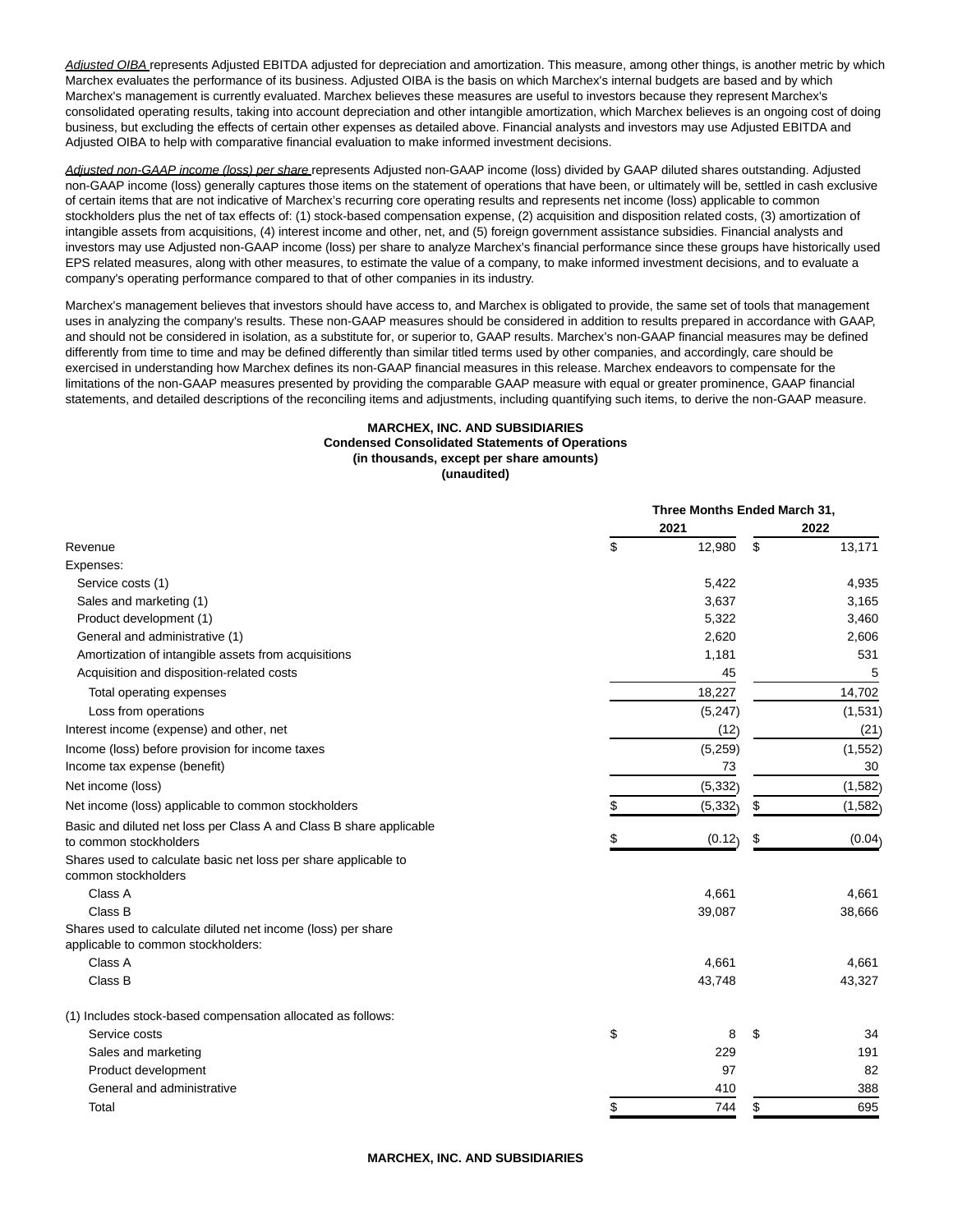*Adjusted OIBA* represents Adjusted EBITDA adjusted for depreciation and amortization. This measure, among other things, is another metric by which Marchex evaluates the performance of its business. Adjusted OIBA is the basis on which Marchex's internal budgets are based and by which Marchex's management is currently evaluated. Marchex believes these measures are useful to investors because they represent Marchex's consolidated operating results, taking into account depreciation and other intangible amortization, which Marchex believes is an ongoing cost of doing business, but excluding the effects of certain other expenses as detailed above. Financial analysts and investors may use Adjusted EBITDA and Adjusted OIBA to help with comparative financial evaluation to make informed investment decisions.

*Adjusted non-GAAP income (loss) per share* represents Adjusted non-GAAP income (loss) divided by GAAP diluted shares outstanding. Adjusted non-GAAP income (loss) generally captures those items on the statement of operations that have been, or ultimately will be, settled in cash exclusive of certain items that are not indicative of Marchex's recurring core operating results and represents net income (loss) applicable to common stockholders plus the net of tax effects of: (1) stock-based compensation expense, (2) acquisition and disposition related costs, (3) amortization of intangible assets from acquisitions, (4) interest income and other, net, and (5) foreign government assistance subsidies. Financial analysts and investors may use Adjusted non-GAAP income (loss) per share to analyze Marchex's financial performance since these groups have historically used EPS related measures, along with other measures, to estimate the value of a company, to make informed investment decisions, and to evaluate a company's operating performance compared to that of other companies in its industry.

Marchex's management believes that investors should have access to, and Marchex is obligated to provide, the same set of tools that management uses in analyzing the company's results. These non-GAAP measures should be considered in addition to results prepared in accordance with GAAP, and should not be considered in isolation, as a substitute for, or superior to, GAAP results. Marchex's non-GAAP financial measures may be defined differently from time to time and may be defined differently than similar titled terms used by other companies, and accordingly, care should be exercised in understanding how Marchex defines its non-GAAP financial measures in this release. Marchex endeavors to compensate for the limitations of the non-GAAP measures presented by providing the comparable GAAP measure with equal or greater prominence, GAAP financial statements, and detailed descriptions of the reconciling items and adjustments, including quantifying such items, to derive the non-GAAP measure.

**MARCHEX, INC. AND SUBSIDIARIES**
**Condensed Consolidated Statements of Operations**
**(in thousands, except per share amounts)**
**(unaudited)**

| | Three Months Ended March 31, | |
|---|---|---|
| | 2021 | 2022 |
| Revenue | $ 12,980 | $ 13,171 |
| Expenses: | | |
| Service costs (1) | 5,422 | 4,935 |
| Sales and marketing (1) | 3,637 | 3,165 |
| Product development (1) | 5,322 | 3,460 |
| General and administrative (1) | 2,620 | 2,606 |
| Amortization of intangible assets from acquisitions | 1,181 | 531 |
| Acquisition and disposition-related costs | 45 | 5 |
| Total operating expenses | 18,227 | 14,702 |
| Loss from operations | (5,247) | (1,531) |
| Interest income (expense) and other, net | (12) | (21) |
| Income (loss) before provision for income taxes | (5,259) | (1,552) |
| Income tax expense (benefit) | 73 | 30 |
| Net income (loss) | (5,332) | (1,582) |
| Net income (loss) applicable to common stockholders | $ (5,332) | $ (1,582) |
| Basic and diluted net loss per Class A and Class B share applicable to common stockholders | $ (0.12) | $ (0.04) |
| Shares used to calculate basic net loss per share applicable to common stockholders | | |
| Class A | 4,661 | 4,661 |
| Class B | 39,087 | 38,666 |
| Shares used to calculate diluted net income (loss) per share applicable to common stockholders: | | |
| Class A | 4,661 | 4,661 |
| Class B | 43,748 | 43,327 |
| | | |
| (1) Includes stock-based compensation allocated as follows: | | |
| Service costs | $ 8 | $ 34 |
| Sales and marketing | 229 | 191 |
| Product development | 97 | 82 |
| General and administrative | 410 | 388 |
| Total | $ 744 | $ 695 |

**MARCHEX, INC. AND SUBSIDIARIES**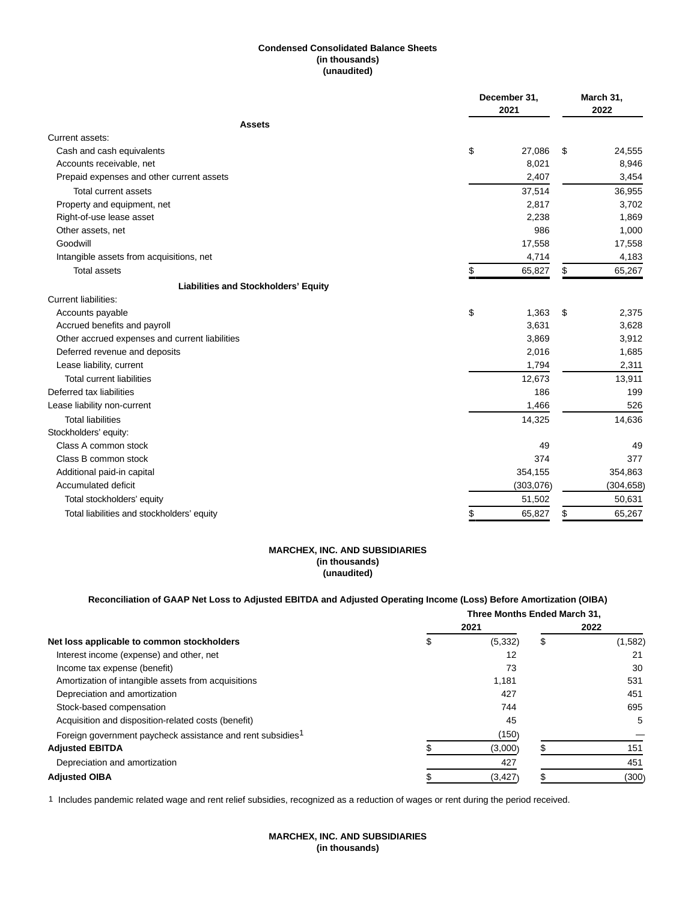**Condensed Consolidated Balance Sheets**
**(in thousands)**
**(unaudited)**

| | December 31, 2021 | March 31, 2022 |
|---|---|---|
| **Assets** | | |
| Current assets: | | |
| Cash and cash equivalents | $ 27,086 | $ 24,555 |
| Accounts receivable, net | 8,021 | 8,946 |
| Prepaid expenses and other current assets | 2,407 | 3,454 |
| Total current assets | 37,514 | 36,955 |
| Property and equipment, net | 2,817 | 3,702 |
| Right-of-use lease asset | 2,238 | 1,869 |
| Other assets, net | 986 | 1,000 |
| Goodwill | 17,558 | 17,558 |
| Intangible assets from acquisitions, net | 4,714 | 4,183 |
| Total assets | $ 65,827 | $ 65,267 |
| **Liabilities and Stockholders' Equity** | | |
| Current liabilities: | | |
| Accounts payable | $ 1,363 | $ 2,375 |
| Accrued benefits and payroll | 3,631 | 3,628 |
| Other accrued expenses and current liabilities | 3,869 | 3,912 |
| Deferred revenue and deposits | 2,016 | 1,685 |
| Lease liability, current | 1,794 | 2,311 |
| Total current liabilities | 12,673 | 13,911 |
| Deferred tax liabilities | 186 | 199 |
| Lease liability non-current | 1,466 | 526 |
| Total liabilities | 14,325 | 14,636 |
| Stockholders' equity: | | |
| Class A common stock | 49 | 49 |
| Class B common stock | 374 | 377 |
| Additional paid-in capital | 354,155 | 354,863 |
| Accumulated deficit | (303,076) | (304,658) |
| Total stockholders' equity | 51,502 | 50,631 |
| Total liabilities and stockholders' equity | $ 65,827 | $ 65,267 |

**MARCHEX, INC. AND SUBSIDIARIES**
**(in thousands)**
**(unaudited)**

**Reconciliation of GAAP Net Loss to Adjusted EBITDA and Adjusted Operating Income (Loss) Before Amortization (OIBA)**

| | Three Months Ended March 31, | |
|---|---|---|
| | 2021 | 2022 |
| **Net loss applicable to common stockholders** | $ (5,332) | $ (1,582) |
| Interest income (expense) and other, net | 12 | 21 |
| Income tax expense (benefit) | 73 | 30 |
| Amortization of intangible assets from acquisitions | 1,181 | 531 |
| Depreciation and amortization | 427 | 451 |
| Stock-based compensation | 744 | 695 |
| Acquisition and disposition-related costs (benefit) | 45 | 5 |
| Foreign government paycheck assistance and rent subsidies[1] | (150) | — |
| **Adjusted EBITDA** | $ (3,000) | $ 151 |
| Depreciation and amortization | 427 | 451 |
| **Adjusted OIBA** | $ (3,427) | $ (300) |

1 Includes pandemic related wage and rent relief subsidies, recognized as a reduction of wages or rent during the period received.

**MARCHEX, INC. AND SUBSIDIARIES**
**(in thousands)**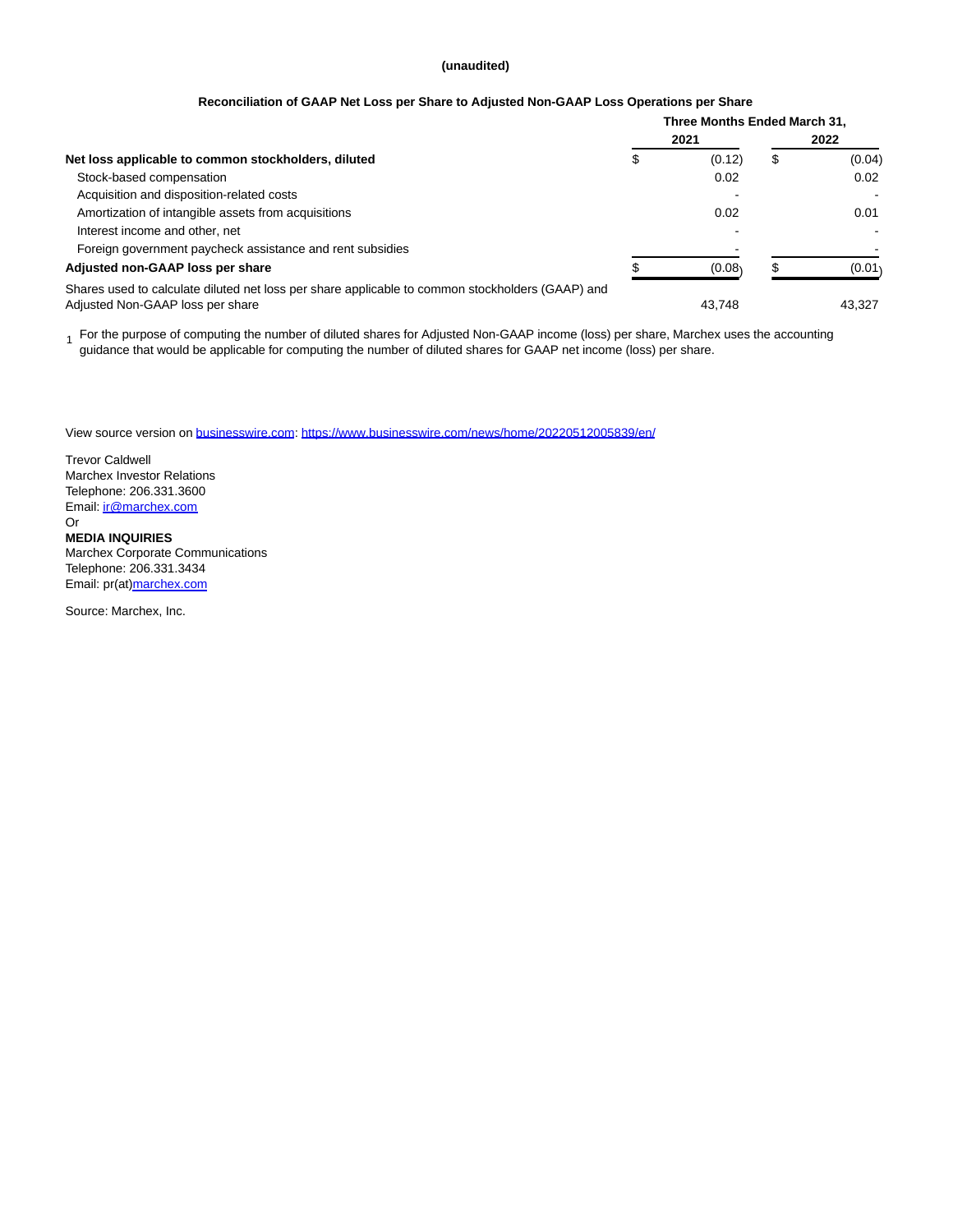**(unaudited)**

**Reconciliation of GAAP Net Loss per Share to Adjusted Non-GAAP Loss Operations per Share**

| | Three Months Ended March 31, | |
|---|---|---|
| | 2021 | 2022 |
| **Net loss applicable to common stockholders, diluted** | $ (0.12) | $ (0.04) |
| Stock-based compensation | 0.02 | 0.02 |
| Acquisition and disposition-related costs | - | - |
| Amortization of intangible assets from acquisitions | 0.02 | 0.01 |
| Interest income and other, net | - | - |
| Foreign government paycheck assistance and rent subsidies | - | - |
| **Adjusted non-GAAP loss per share** | $ (0.08) | $ (0.01) |
| Shares used to calculate diluted net loss per share applicable to common stockholders (GAAP) and Adjusted Non-GAAP loss per share | 43,748 | 43,327 |

[1] For the purpose of computing the number of diluted shares for Adjusted Non-GAAP income (loss) per share, Marchex uses the accounting guidance that would be applicable for computing the number of diluted shares for GAAP net income (loss) per share.

View source version on businesswire.com: https://www.businesswire.com/news/home/20220512005839/en/

Trevor Caldwell
Marchex Investor Relations
Telephone: 206.331.3600
Email: ir@marchex.com
Or
**MEDIA INQUIRIES**
Marchex Corporate Communications
Telephone: 206.331.3434
Email: pr(at)marchex.com

Source: Marchex, Inc.